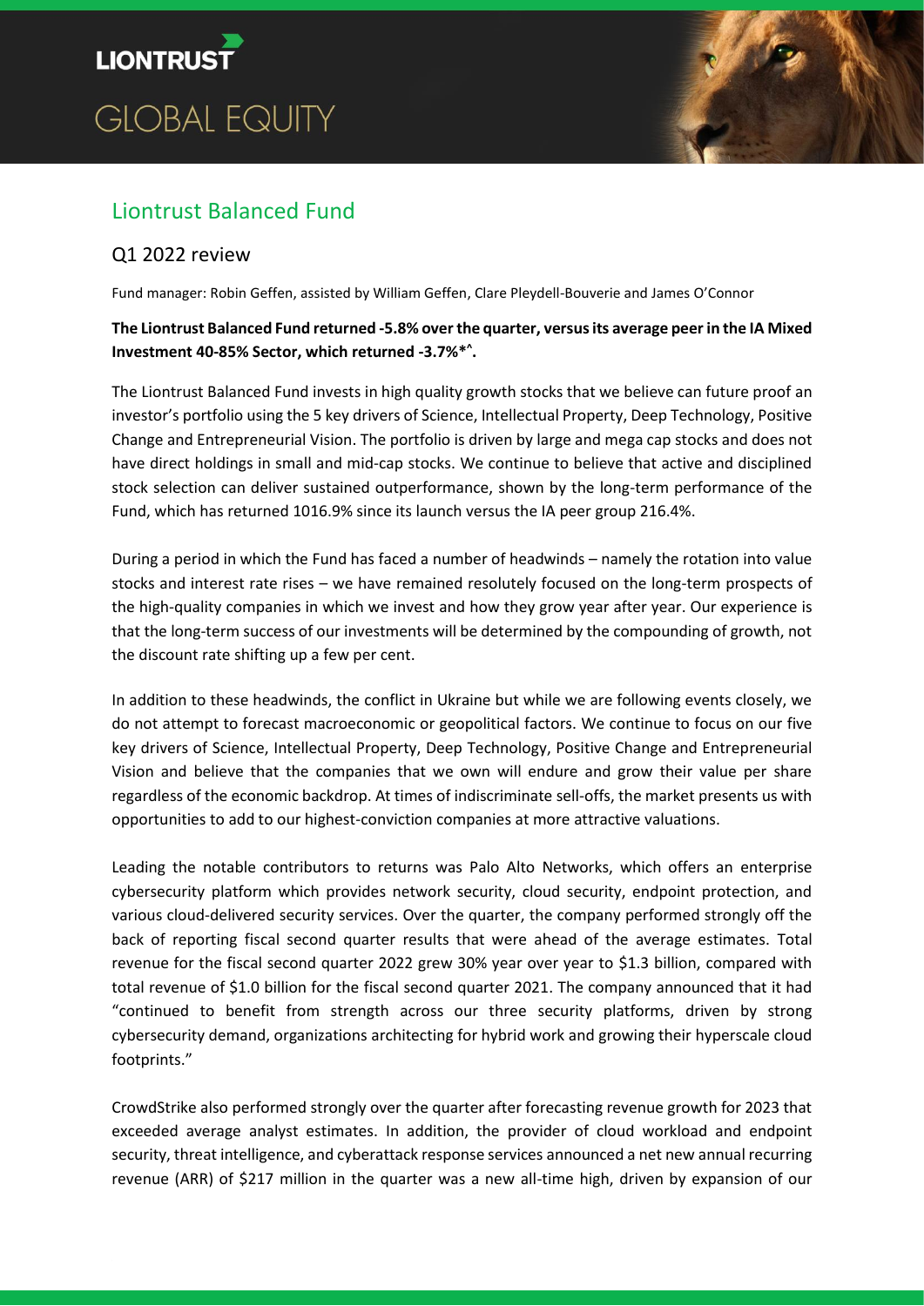LIONTRUST

GLOBAL EQUITY

# Liontrust Balanced Fund

## Q1 2022 review

Fund manager: Robin Geffen, assisted by William Geffen, Clare Pleydell-Bouverie and James O'Connor

**The Liontrust Balanced Fund returned -5.8% over the quarter, versus its average peer in the IA Mixed Investment 40-85% Sector, which returned -3.7%*^.**

The Liontrust Balanced Fund invests in high quality growth stocks that we believe can future proof an investor's portfolio using the 5 key drivers of Science, Intellectual Property, Deep Technology, Positive Change and Entrepreneurial Vision. The portfolio is driven by large and mega cap stocks and does not have direct holdings in small and mid-cap stocks. We continue to believe that active and disciplined stock selection can deliver sustained outperformance, shown by the long-term performance of the Fund, which has returned 1016.9% since its launch versus the IA peer group 216.4%.

During a period in which the Fund has faced a number of headwinds – namely the rotation into value stocks and interest rate rises – we have remained resolutely focused on the long-term prospects of the high-quality companies in which we invest and how they grow year after year. Our experience is that the long-term success of our investments will be determined by the compounding of growth, not the discount rate shifting up a few per cent.

In addition to these headwinds, the conflict in Ukraine but while we are following events closely, we do not attempt to forecast macroeconomic or geopolitical factors. We continue to focus on our five key drivers of Science, Intellectual Property, Deep Technology, Positive Change and Entrepreneurial Vision and believe that the companies that we own will endure and grow their value per share regardless of the economic backdrop. At times of indiscriminate sell-offs, the market presents us with opportunities to add to our highest-conviction companies at more attractive valuations.

Leading the notable contributors to returns was Palo Alto Networks, which offers an enterprise cybersecurity platform which provides network security, cloud security, endpoint protection, and various cloud-delivered security services. Over the quarter, the company performed strongly off the back of reporting fiscal second quarter results that were ahead of the average estimates. Total revenue for the fiscal second quarter 2022 grew 30% year over year to $1.3 billion, compared with total revenue of $1.0 billion for the fiscal second quarter 2021. The company announced that it had "continued to benefit from strength across our three security platforms, driven by strong cybersecurity demand, organizations architecting for hybrid work and growing their hyperscale cloud footprints."

CrowdStrike also performed strongly over the quarter after forecasting revenue growth for 2023 that exceeded average analyst estimates. In addition, the provider of cloud workload and endpoint security, threat intelligence, and cyberattack response services announced a net new annual recurring revenue (ARR) of $217 million in the quarter was a new all-time high, driven by expansion of our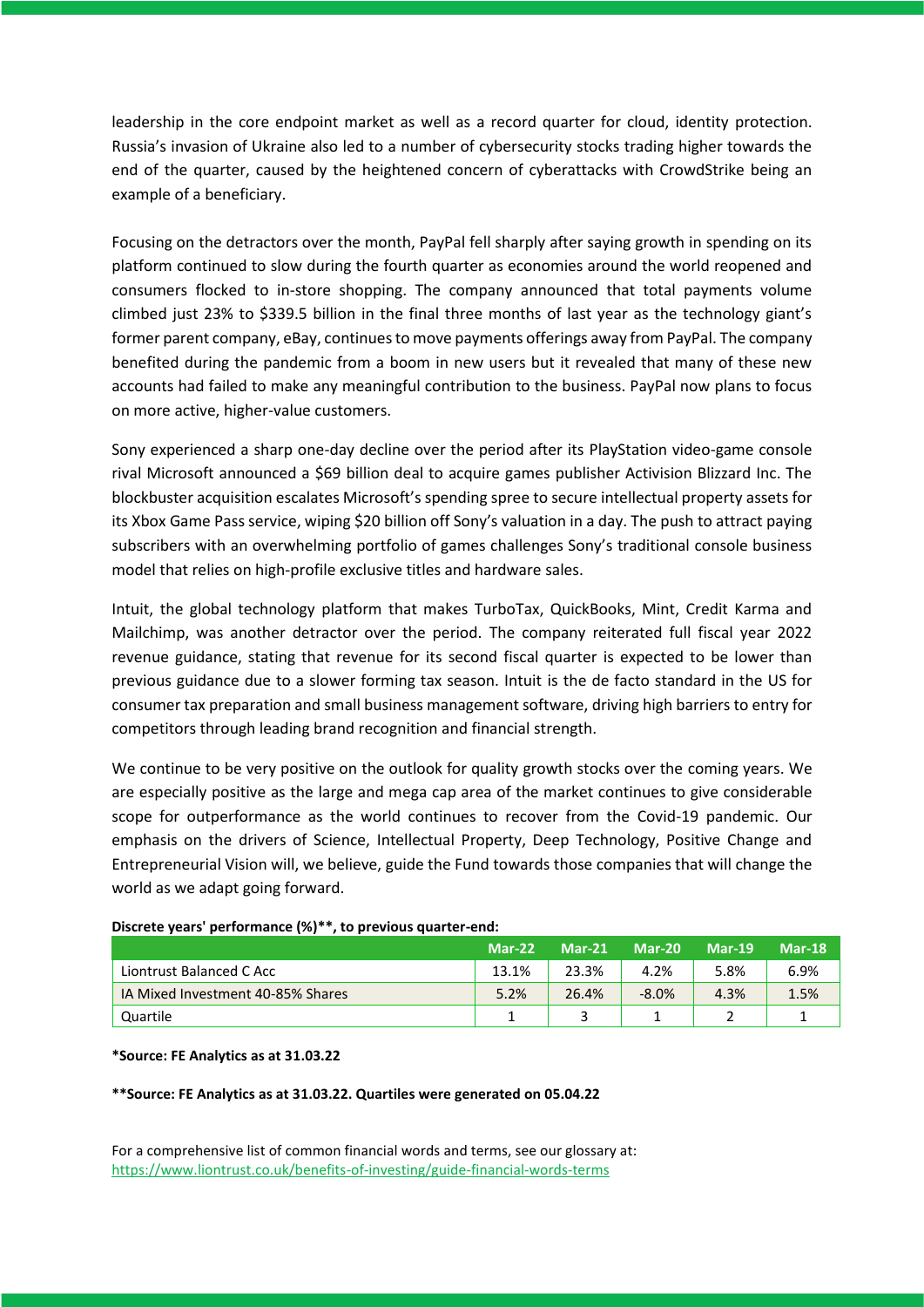leadership in the core endpoint market as well as a record quarter for cloud, identity protection. Russia's invasion of Ukraine also led to a number of cybersecurity stocks trading higher towards the end of the quarter, caused by the heightened concern of cyberattacks with CrowdStrike being an example of a beneficiary.

Focusing on the detractors over the month, PayPal fell sharply after saying growth in spending on its platform continued to slow during the fourth quarter as economies around the world reopened and consumers flocked to in-store shopping. The company announced that total payments volume climbed just 23% to $339.5 billion in the final three months of last year as the technology giant's former parent company, eBay, continues to move payments offerings away from PayPal. The company benefited during the pandemic from a boom in new users but it revealed that many of these new accounts had failed to make any meaningful contribution to the business. PayPal now plans to focus on more active, higher-value customers.

Sony experienced a sharp one-day decline over the period after its PlayStation video-game console rival Microsoft announced a $69 billion deal to acquire games publisher Activision Blizzard Inc. The blockbuster acquisition escalates Microsoft's spending spree to secure intellectual property assets for its Xbox Game Pass service, wiping $20 billion off Sony's valuation in a day. The push to attract paying subscribers with an overwhelming portfolio of games challenges Sony's traditional console business model that relies on high-profile exclusive titles and hardware sales.

Intuit, the global technology platform that makes TurboTax, QuickBooks, Mint, Credit Karma and Mailchimp, was another detractor over the period. The company reiterated full fiscal year 2022 revenue guidance, stating that revenue for its second fiscal quarter is expected to be lower than previous guidance due to a slower forming tax season. Intuit is the de facto standard in the US for consumer tax preparation and small business management software, driving high barriers to entry for competitors through leading brand recognition and financial strength.

We continue to be very positive on the outlook for quality growth stocks over the coming years. We are especially positive as the large and mega cap area of the market continues to give considerable scope for outperformance as the world continues to recover from the Covid-19 pandemic. Our emphasis on the drivers of Science, Intellectual Property, Deep Technology, Positive Change and Entrepreneurial Vision will, we believe, guide the Fund towards those companies that will change the world as we adapt going forward.

**Discrete years' performance (%)**, to previous quarter-end:**

| | Mar-22 | Mar-21 | Mar-20 | Mar-19 | Mar-18 |
|---|---|---|---|---|---|
| Liontrust Balanced C Acc | 13.1% | 23.3% | 4.2% | 5.8% | 6.9% |
| IA Mixed Investment 40-85% Shares | 5.2% | 26.4% | -8.0% | 4.3% | 1.5% |
| Quartile | 1 | 3 | 1 | 2 | 1 |

**\*Source: FE Analytics as at 31.03.22**

**\*\*Source: FE Analytics as at 31.03.22. Quartiles were generated on 05.04.22**

For a comprehensive list of common financial words and terms, see our glossary at: https://www.liontrust.co.uk/benefits-of-investing/guide-financial-words-terms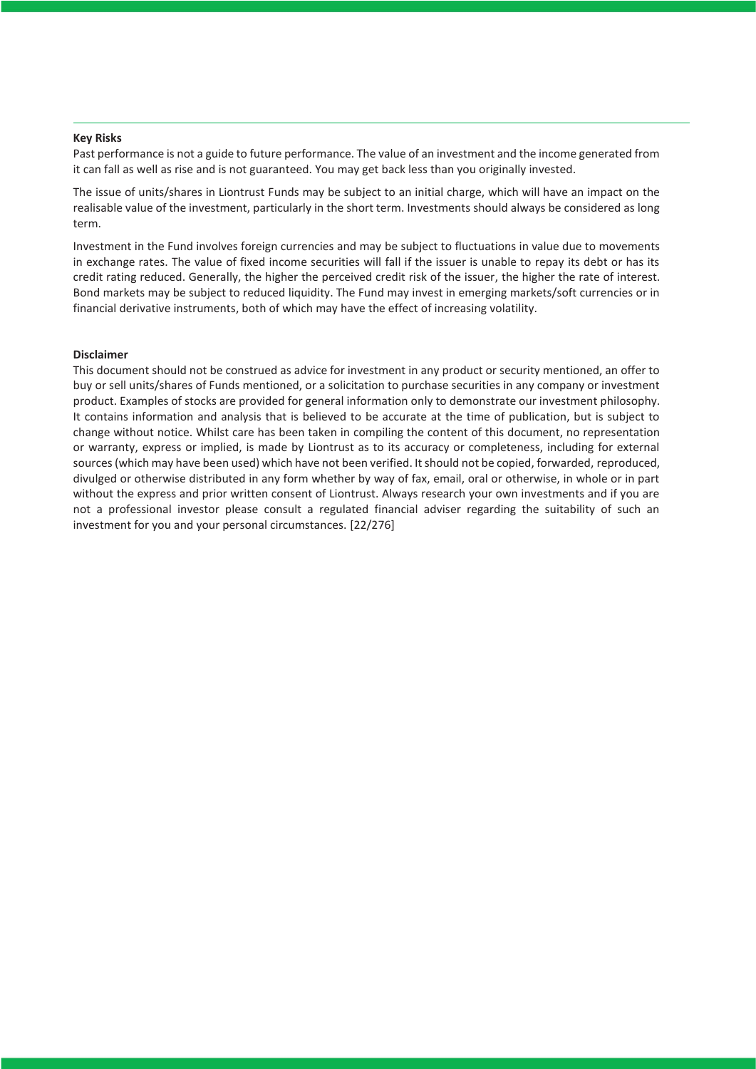**Key Risks**

Past performance is not a guide to future performance. The value of an investment and the income generated from it can fall as well as rise and is not guaranteed. You may get back less than you originally invested.

The issue of units/shares in Liontrust Funds may be subject to an initial charge, which will have an impact on the realisable value of the investment, particularly in the short term. Investments should always be considered as long term.

Investment in the Fund involves foreign currencies and may be subject to fluctuations in value due to movements in exchange rates. The value of fixed income securities will fall if the issuer is unable to repay its debt or has its credit rating reduced. Generally, the higher the perceived credit risk of the issuer, the higher the rate of interest. Bond markets may be subject to reduced liquidity. The Fund may invest in emerging markets/soft currencies or in financial derivative instruments, both of which may have the effect of increasing volatility.

**Disclaimer**

This document should not be construed as advice for investment in any product or security mentioned, an offer to buy or sell units/shares of Funds mentioned, or a solicitation to purchase securities in any company or investment product. Examples of stocks are provided for general information only to demonstrate our investment philosophy. It contains information and analysis that is believed to be accurate at the time of publication, but is subject to change without notice. Whilst care has been taken in compiling the content of this document, no representation or warranty, express or implied, is made by Liontrust as to its accuracy or completeness, including for external sources (which may have been used) which have not been verified. It should not be copied, forwarded, reproduced, divulged or otherwise distributed in any form whether by way of fax, email, oral or otherwise, in whole or in part without the express and prior written consent of Liontrust. Always research your own investments and if you are not a professional investor please consult a regulated financial adviser regarding the suitability of such an investment for you and your personal circumstances. [22/276]